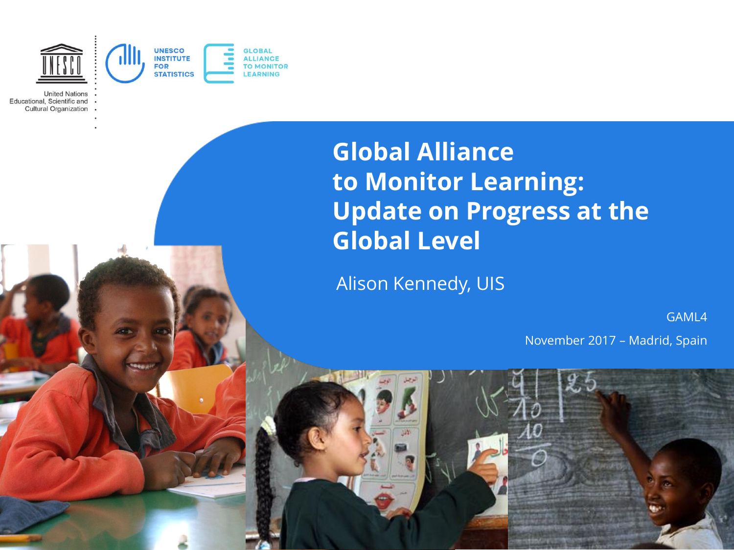UNESCO

United Nations Educational, Scientific and Cultural Organization

UNESCO INSTITUTE FOR STATISTICS

GLOBAL ALLIANCE TO MONITOR LEARNING

# Global Alliance to Monitor Learning: Update on Progress at the Global Level

Alison Kennedy, UIS

GAML4

November 2017 – Madrid, Spain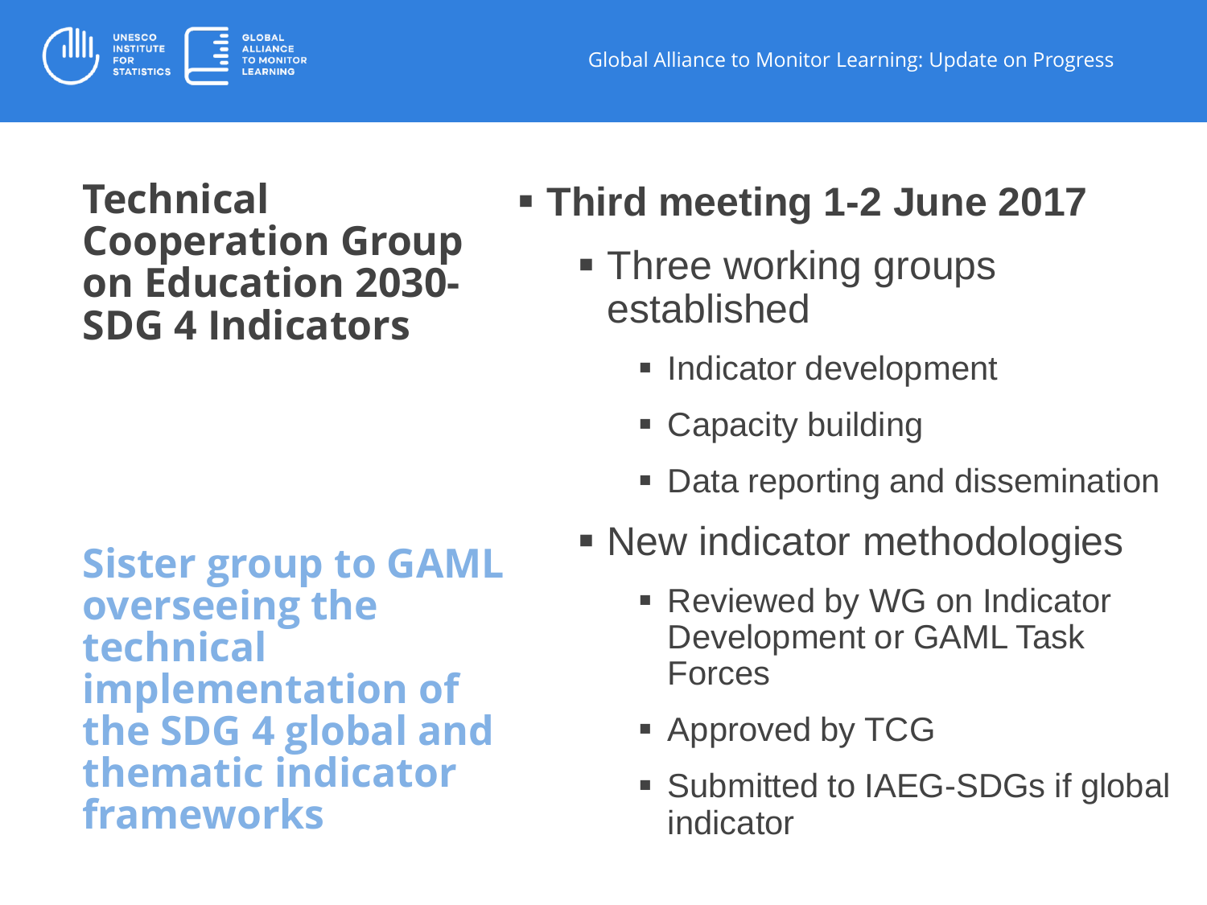# Technical Cooperation Group on Education 2030-SDG 4 Indicators

**Sister group to GAML overseeing the technical implementation of the SDG 4 global and thematic indicator frameworks**

- **Third meeting 1-2 June 2017**
  - Three working groups established
    - Indicator development
    - Capacity building
    - Data reporting and dissemination
  - New indicator methodologies
    - Reviewed by WG on Indicator Development or GAML Task Forces
    - Approved by TCG
    - Submitted to IAEG-SDGs if global indicator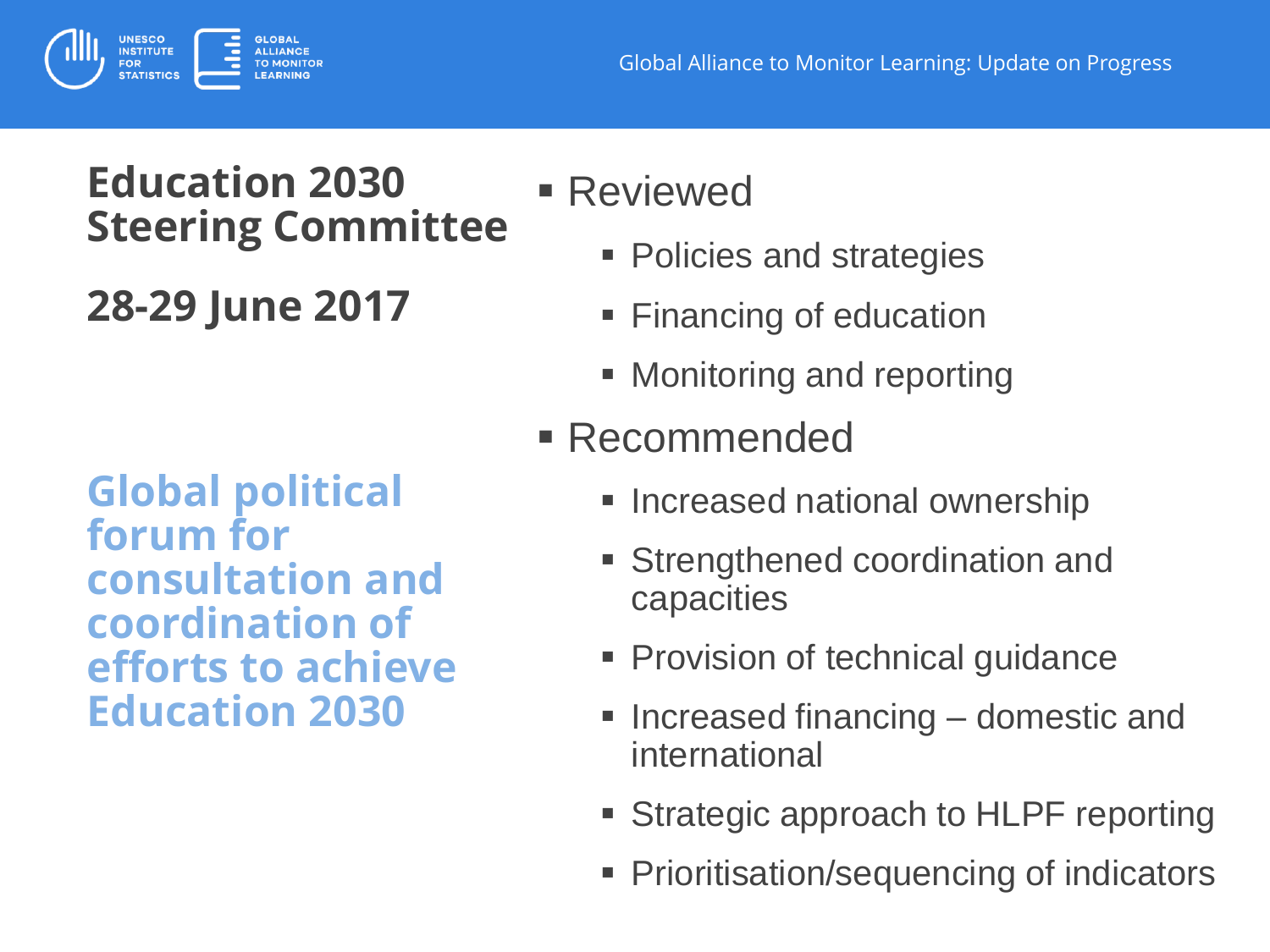## Education 2030 Steering Committee

## 28-29 June 2017

**Global political forum for consultation and coordination of efforts to achieve Education 2030**

- Reviewed
  - Policies and strategies
  - Financing of education
  - Monitoring and reporting
- Recommended
  - Increased national ownership
  - Strengthened coordination and capacities
  - Provision of technical guidance
  - Increased financing – domestic and international
  - Strategic approach to HLPF reporting
  - Prioritisation/sequencing of indicators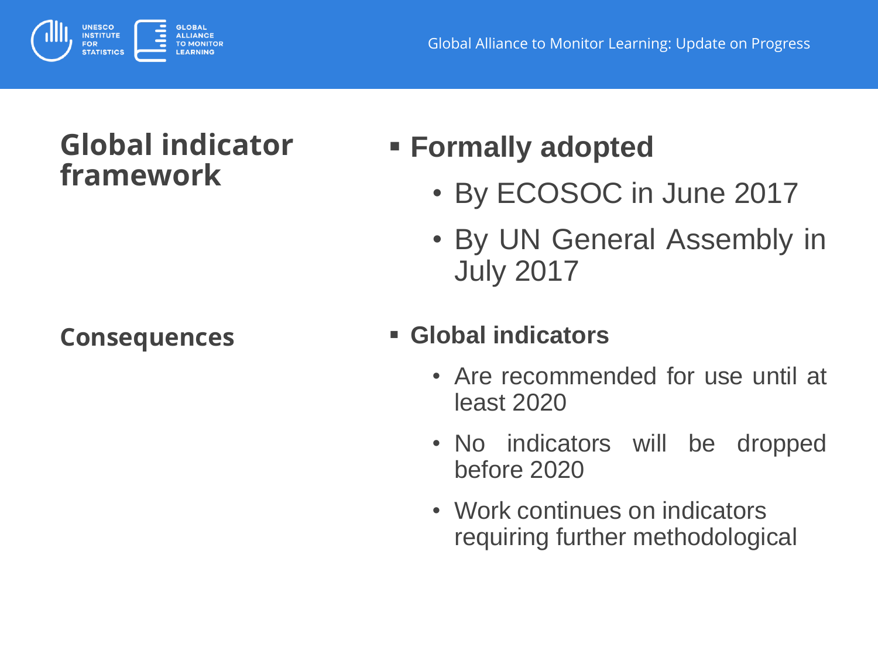## Global indicator framework

- **Formally adopted**
  - By ECOSOC in June 2017
  - By UN General Assembly in July 2017

## Consequences

- **Global indicators**
  - Are recommended for use until at least 2020
  - No indicators will be dropped before 2020
  - Work continues on indicators requiring further methodological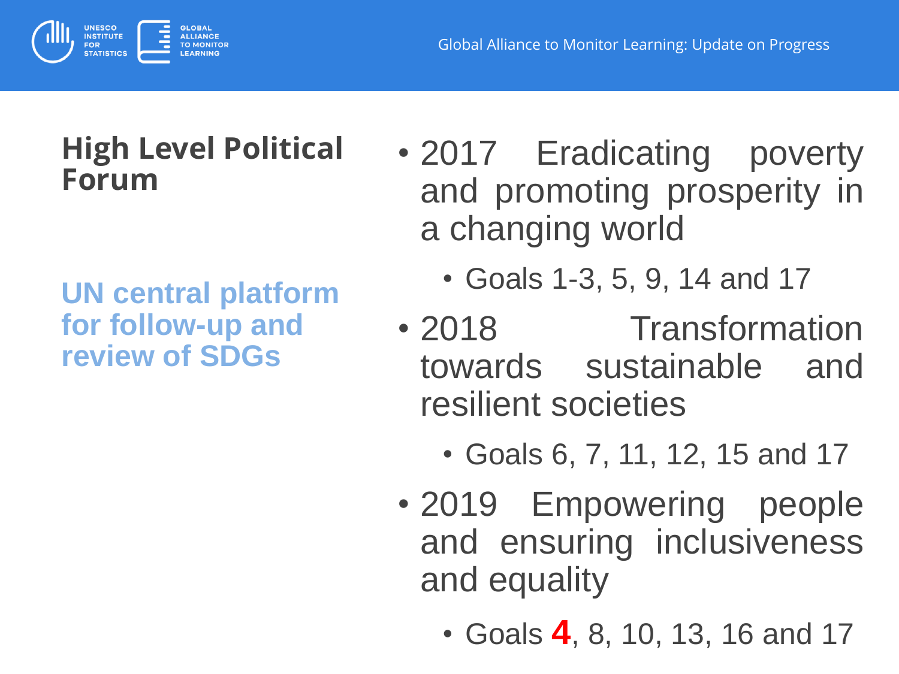## High Level Political Forum

**UN central platform for follow-up and review of SDGs**

- 2017 Eradicating poverty and promoting prosperity in a changing world
  - Goals 1-3, 5, 9, 14 and 17
- 2018 Transformation towards sustainable and resilient societies
  - Goals 6, 7, 11, 12, 15 and 17
- 2019 Empowering people and ensuring inclusiveness and equality
  - Goals **4**, 8, 10, 13, 16 and 17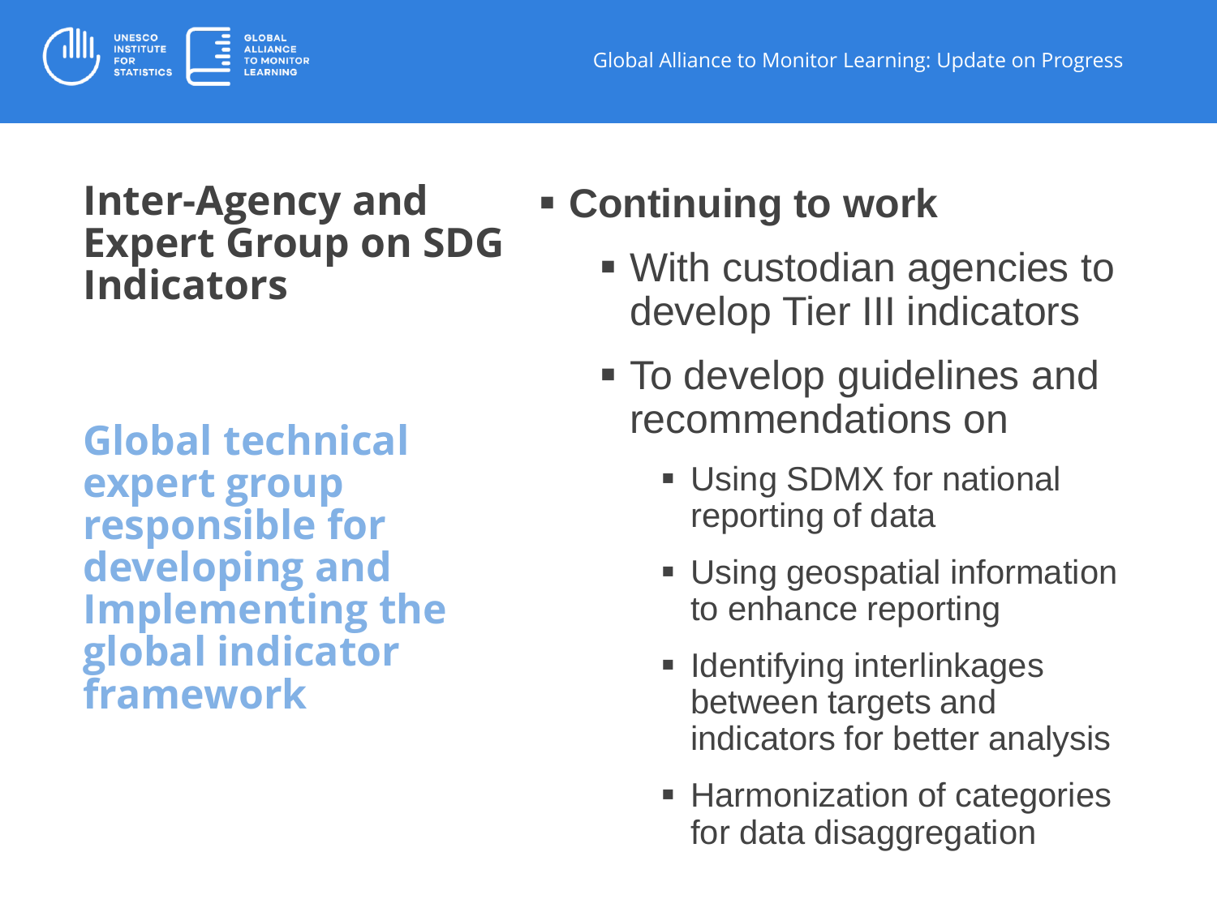## Inter-Agency and Expert Group on SDG Indicators

**Global technical expert group responsible for developing and Implementing the global indicator framework**

- **Continuing to work**
  - With custodian agencies to develop Tier III indicators
  - To develop guidelines and recommendations on
    - Using SDMX for national reporting of data
    - Using geospatial information to enhance reporting
    - Identifying interlinkages between targets and indicators for better analysis
    - Harmonization of categories for data disaggregation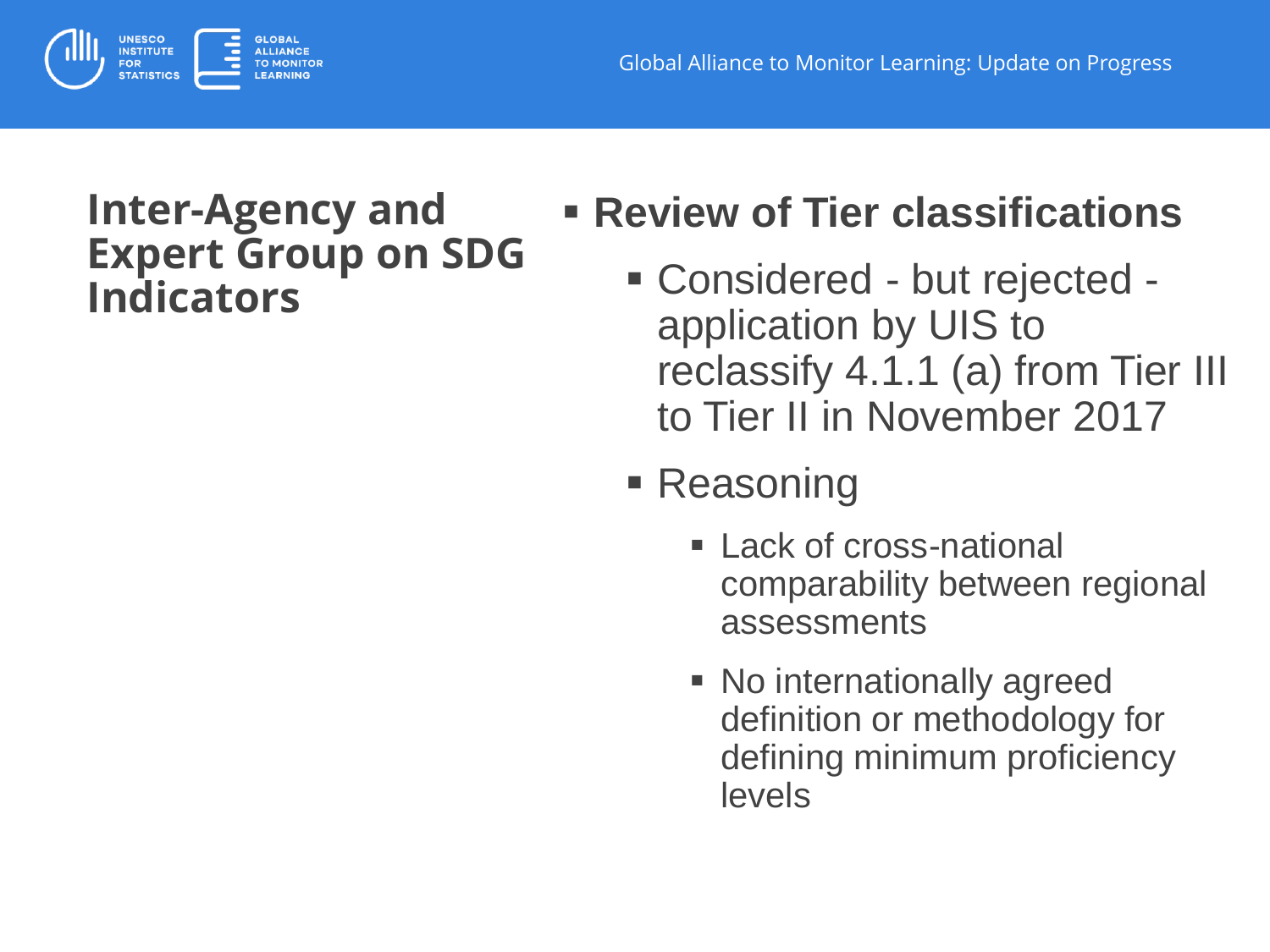## Inter-Agency and Expert Group on SDG Indicators

- **Review of Tier classifications**
  - Considered - but rejected - application by UIS to reclassify 4.1.1 (a) from Tier III to Tier II in November 2017
  - Reasoning
    - Lack of cross-national comparability between regional assessments
    - No internationally agreed definition or methodology for defining minimum proficiency levels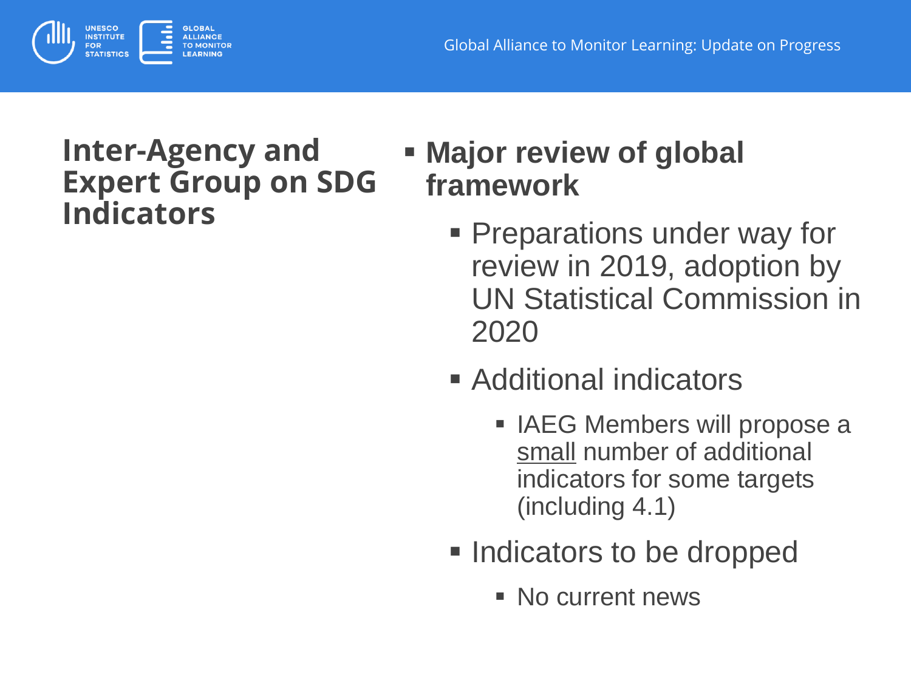## Inter-Agency and Expert Group on SDG Indicators

- **Major review of global framework**
  - Preparations under way for review in 2019, adoption by UN Statistical Commission in 2020
  - Additional indicators
    - IAEG Members will propose a <u>small</u> number of additional indicators for some targets (including 4.1)
  - Indicators to be dropped
    - No current news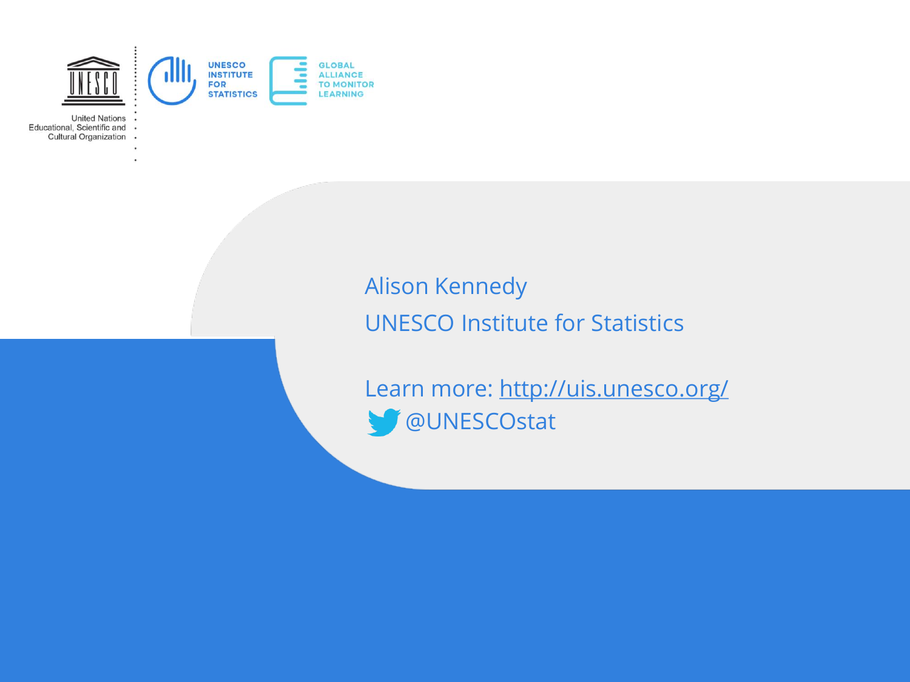UNESCO INSTITUTE FOR STATISTICS

GLOBAL ALLIANCE TO MONITOR LEARNING

United Nations Educational, Scientific and Cultural Organization

Alison Kennedy

UNESCO Institute for Statistics

Learn more: http://uis.unesco.org/

@UNESCOstat